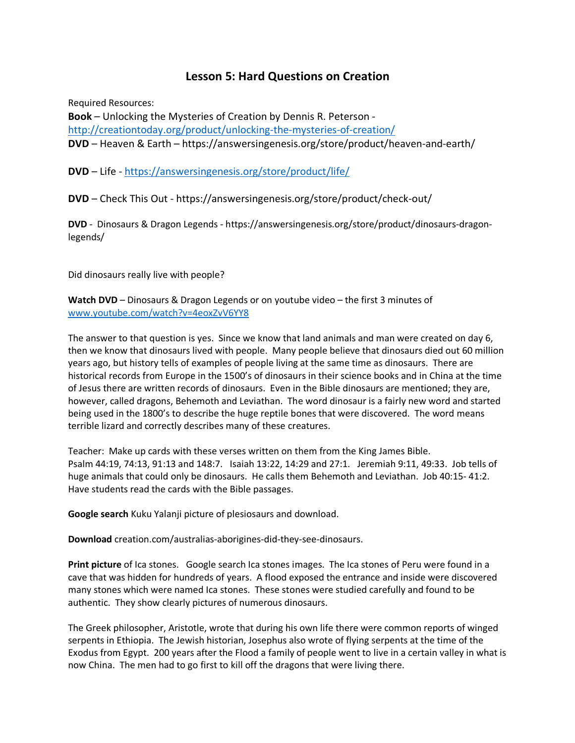# Lesson 5: Hard Questions on Creation

Required Resources:

**Book** – Unlocking the Mysteries of Creation by Dennis R. Peterson - http://creationtoday.org/product/unlocking-the-mysteries-of-creation/

**DVD** – Heaven & Earth – https://answersingenesis.org/store/product/heaven-and-earth/

**DVD** – Life - https://answersingenesis.org/store/product/life/

**DVD** – Check This Out - https://answersingenesis.org/store/product/check-out/

**DVD** - Dinosaurs & Dragon Legends - https://answersingenesis.org/store/product/dinosaurs-dragon-legends/

Did dinosaurs really live with people?

**Watch DVD** – Dinosaurs & Dragon Legends or on youtube video – the first 3 minutes of www.youtube.com/watch?v=4eoxZvV6YY8

The answer to that question is yes. Since we know that land animals and man were created on day 6, then we know that dinosaurs lived with people. Many people believe that dinosaurs died out 60 million years ago, but history tells of examples of people living at the same time as dinosaurs. There are historical records from Europe in the 1500's of dinosaurs in their science books and in China at the time of Jesus there are written records of dinosaurs. Even in the Bible dinosaurs are mentioned; they are, however, called dragons, Behemoth and Leviathan. The word dinosaur is a fairly new word and started being used in the 1800's to describe the huge reptile bones that were discovered. The word means terrible lizard and correctly describes many of these creatures.

Teacher: Make up cards with these verses written on them from the King James Bible. Psalm 44:19, 74:13, 91:13 and 148:7. Isaiah 13:22, 14:29 and 27:1. Jeremiah 9:11, 49:33. Job tells of huge animals that could only be dinosaurs. He calls them Behemoth and Leviathan. Job 40:15- 41:2. Have students read the cards with the Bible passages.

**Google search** Kuku Yalanji picture of plesiosaurs and download.

**Download** creation.com/australias-aborigines-did-they-see-dinosaurs.

**Print picture** of Ica stones. Google search Ica stones images. The Ica stones of Peru were found in a cave that was hidden for hundreds of years. A flood exposed the entrance and inside were discovered many stones which were named Ica stones. These stones were studied carefully and found to be authentic. They show clearly pictures of numerous dinosaurs.

The Greek philosopher, Aristotle, wrote that during his own life there were common reports of winged serpents in Ethiopia. The Jewish historian, Josephus also wrote of flying serpents at the time of the Exodus from Egypt. 200 years after the Flood a family of people went to live in a certain valley in what is now China. The men had to go first to kill off the dragons that were living there.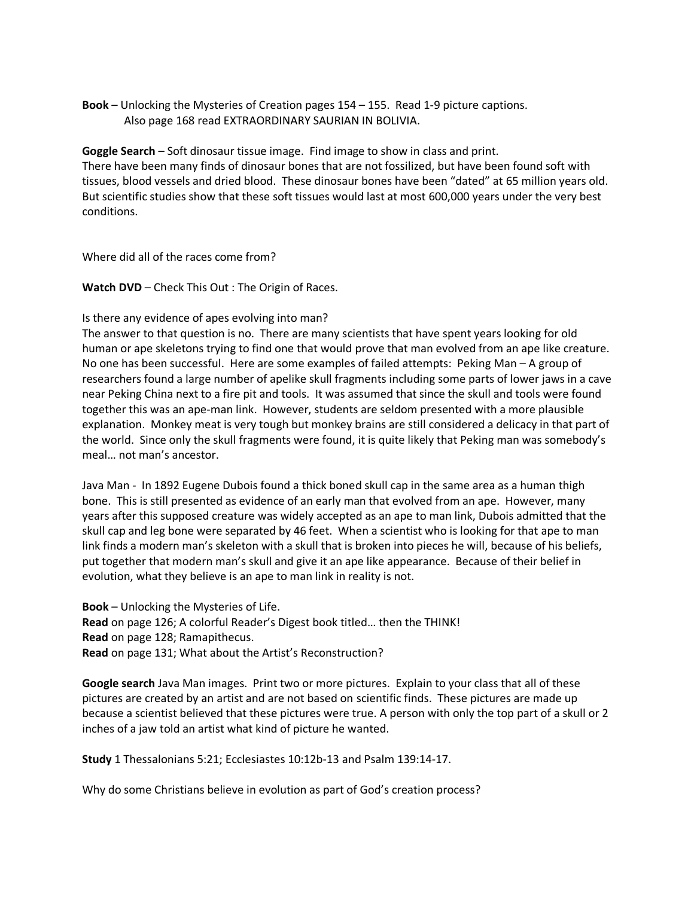**Book** – Unlocking the Mysteries of Creation pages 154 – 155. Read 1-9 picture captions.
Also page 168 read EXTRAORDINARY SAURIAN IN BOLIVIA.

**Goggle Search** – Soft dinosaur tissue image. Find image to show in class and print.
There have been many finds of dinosaur bones that are not fossilized, but have been found soft with tissues, blood vessels and dried blood. These dinosaur bones have been "dated" at 65 million years old. But scientific studies show that these soft tissues would last at most 600,000 years under the very best conditions.

Where did all of the races come from?

**Watch DVD** – Check This Out : The Origin of Races.

Is there any evidence of apes evolving into man?
The answer to that question is no. There are many scientists that have spent years looking for old human or ape skeletons trying to find one that would prove that man evolved from an ape like creature. No one has been successful. Here are some examples of failed attempts: Peking Man – A group of researchers found a large number of apelike skull fragments including some parts of lower jaws in a cave near Peking China next to a fire pit and tools. It was assumed that since the skull and tools were found together this was an ape-man link. However, students are seldom presented with a more plausible explanation. Monkey meat is very tough but monkey brains are still considered a delicacy in that part of the world. Since only the skull fragments were found, it is quite likely that Peking man was somebody's meal… not man's ancestor.

Java Man - In 1892 Eugene Dubois found a thick boned skull cap in the same area as a human thigh bone. This is still presented as evidence of an early man that evolved from an ape. However, many years after this supposed creature was widely accepted as an ape to man link, Dubois admitted that the skull cap and leg bone were separated by 46 feet. When a scientist who is looking for that ape to man link finds a modern man's skeleton with a skull that is broken into pieces he will, because of his beliefs, put together that modern man's skull and give it an ape like appearance. Because of their belief in evolution, what they believe is an ape to man link in reality is not.

**Book** – Unlocking the Mysteries of Life.
**Read** on page 126; A colorful Reader's Digest book titled… then the THINK!
**Read** on page 128; Ramapithecus.
**Read** on page 131; What about the Artist's Reconstruction?

**Google search** Java Man images. Print two or more pictures. Explain to your class that all of these pictures are created by an artist and are not based on scientific finds. These pictures are made up because a scientist believed that these pictures were true. A person with only the top part of a skull or 2 inches of a jaw told an artist what kind of picture he wanted.

**Study** 1 Thessalonians 5:21; Ecclesiastes 10:12b-13 and Psalm 139:14-17.

Why do some Christians believe in evolution as part of God's creation process?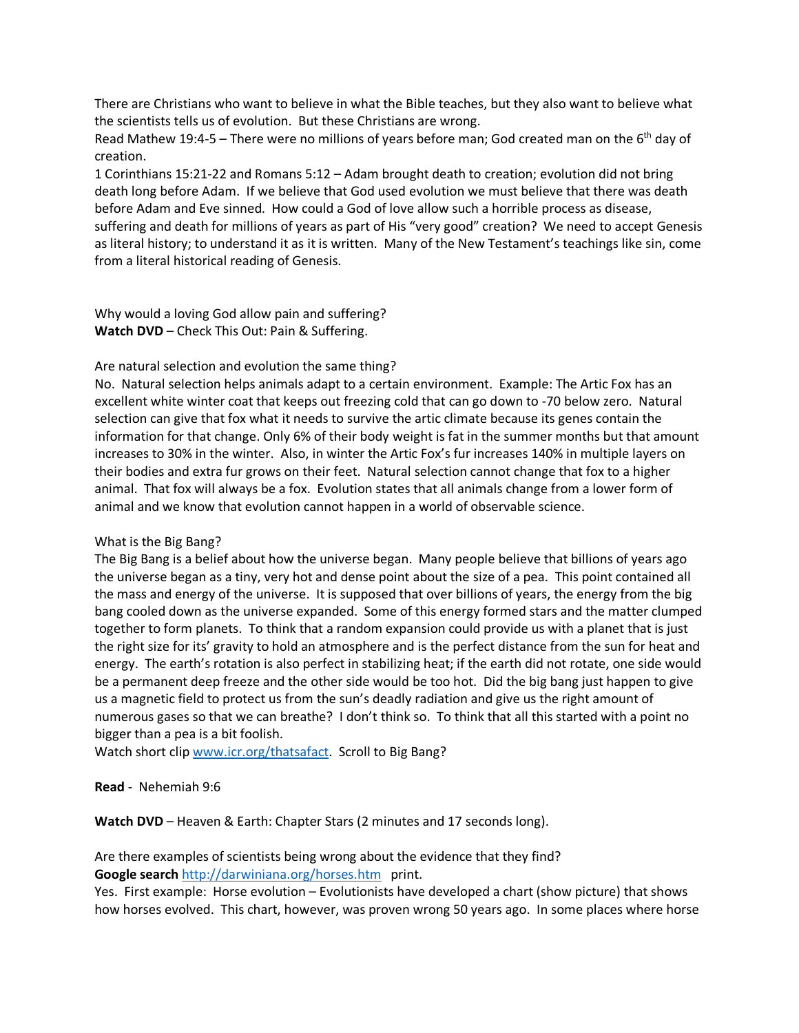There are Christians who want to believe in what the Bible teaches, but they also want to believe what the scientists tells us of evolution. But these Christians are wrong.

Read Mathew 19:4-5 – There were no millions of years before man; God created man on the 6th day of creation.

1 Corinthians 15:21-22 and Romans 5:12 – Adam brought death to creation; evolution did not bring death long before Adam. If we believe that God used evolution we must believe that there was death before Adam and Eve sinned. How could a God of love allow such a horrible process as disease, suffering and death for millions of years as part of His "very good" creation? We need to accept Genesis as literal history; to understand it as it is written. Many of the New Testament's teachings like sin, come from a literal historical reading of Genesis.

Why would a loving God allow pain and suffering?
**Watch DVD** – Check This Out: Pain & Suffering.

Are natural selection and evolution the same thing?
No. Natural selection helps animals adapt to a certain environment. Example: The Artic Fox has an excellent white winter coat that keeps out freezing cold that can go down to -70 below zero. Natural selection can give that fox what it needs to survive the artic climate because its genes contain the information for that change. Only 6% of their body weight is fat in the summer months but that amount increases to 30% in the winter. Also, in winter the Artic Fox's fur increases 140% in multiple layers on their bodies and extra fur grows on their feet. Natural selection cannot change that fox to a higher animal. That fox will always be a fox. Evolution states that all animals change from a lower form of animal and we know that evolution cannot happen in a world of observable science.

What is the Big Bang?
The Big Bang is a belief about how the universe began. Many people believe that billions of years ago the universe began as a tiny, very hot and dense point about the size of a pea. This point contained all the mass and energy of the universe. It is supposed that over billions of years, the energy from the big bang cooled down as the universe expanded. Some of this energy formed stars and the matter clumped together to form planets. To think that a random expansion could provide us with a planet that is just the right size for its' gravity to hold an atmosphere and is the perfect distance from the sun for heat and energy. The earth's rotation is also perfect in stabilizing heat; if the earth did not rotate, one side would be a permanent deep freeze and the other side would be too hot. Did the big bang just happen to give us a magnetic field to protect us from the sun's deadly radiation and give us the right amount of numerous gases so that we can breathe? I don't think so. To think that all this started with a point no bigger than a pea is a bit foolish.
Watch short clip [www.icr.org/thatsafact](www.icr.org/thatsafact). Scroll to Big Bang?

**Read** - Nehemiah 9:6

**Watch DVD** – Heaven & Earth: Chapter Stars (2 minutes and 17 seconds long).

Are there examples of scientists being wrong about the evidence that they find?
**Google search** [http://darwiniana.org/horses.htm](http://darwiniana.org/horses.htm) print.
Yes. First example: Horse evolution – Evolutionists have developed a chart (show picture) that shows how horses evolved. This chart, however, was proven wrong 50 years ago. In some places where horse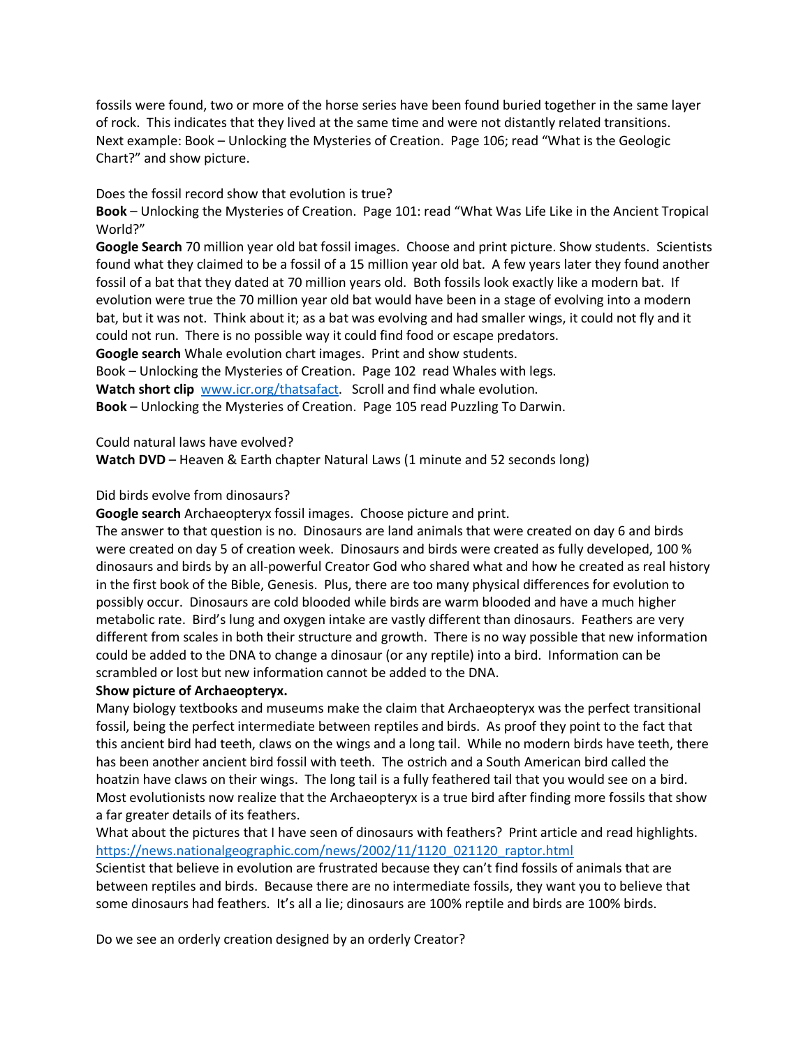fossils were found, two or more of the horse series have been found buried together in the same layer of rock. This indicates that they lived at the same time and were not distantly related transitions. Next example: Book – Unlocking the Mysteries of Creation. Page 106; read "What is the Geologic Chart?" and show picture.

Does the fossil record show that evolution is true?
**Book** – Unlocking the Mysteries of Creation. Page 101: read "What Was Life Like in the Ancient Tropical World?"
**Google Search** 70 million year old bat fossil images. Choose and print picture. Show students. Scientists found what they claimed to be a fossil of a 15 million year old bat. A few years later they found another fossil of a bat that they dated at 70 million years old. Both fossils look exactly like a modern bat. If evolution were true the 70 million year old bat would have been in a stage of evolving into a modern bat, but it was not. Think about it; as a bat was evolving and had smaller wings, it could not fly and it could not run. There is no possible way it could find food or escape predators.
**Google search** Whale evolution chart images. Print and show students.
Book – Unlocking the Mysteries of Creation. Page 102 read Whales with legs.
**Watch short clip** [www.icr.org/thatsafact](www.icr.org/thatsafact). Scroll and find whale evolution.
**Book** – Unlocking the Mysteries of Creation. Page 105 read Puzzling To Darwin.

Could natural laws have evolved?
**Watch DVD** – Heaven & Earth chapter Natural Laws (1 minute and 52 seconds long)

Did birds evolve from dinosaurs?
**Google search** Archaeopteryx fossil images. Choose picture and print.
The answer to that question is no. Dinosaurs are land animals that were created on day 6 and birds were created on day 5 of creation week. Dinosaurs and birds were created as fully developed, 100 % dinosaurs and birds by an all-powerful Creator God who shared what and how he created as real history in the first book of the Bible, Genesis. Plus, there are too many physical differences for evolution to possibly occur. Dinosaurs are cold blooded while birds are warm blooded and have a much higher metabolic rate. Bird's lung and oxygen intake are vastly different than dinosaurs. Feathers are very different from scales in both their structure and growth. There is no way possible that new information could be added to the DNA to change a dinosaur (or any reptile) into a bird. Information can be scrambled or lost but new information cannot be added to the DNA.
**Show picture of Archaeopteryx.**
Many biology textbooks and museums make the claim that Archaeopteryx was the perfect transitional fossil, being the perfect intermediate between reptiles and birds. As proof they point to the fact that this ancient bird had teeth, claws on the wings and a long tail. While no modern birds have teeth, there has been another ancient bird fossil with teeth. The ostrich and a South American bird called the hoatzin have claws on their wings. The long tail is a fully feathered tail that you would see on a bird. Most evolutionists now realize that the Archaeopteryx is a true bird after finding more fossils that show a far greater details of its feathers.
What about the pictures that I have seen of dinosaurs with feathers? Print article and read highlights.
[https://news.nationalgeographic.com/news/2002/11/1120_021120_raptor.html](https://news.nationalgeographic.com/news/2002/11/1120_021120_raptor.html)
Scientist that believe in evolution are frustrated because they can't find fossils of animals that are between reptiles and birds. Because there are no intermediate fossils, they want you to believe that some dinosaurs had feathers. It's all a lie; dinosaurs are 100% reptile and birds are 100% birds.

Do we see an orderly creation designed by an orderly Creator?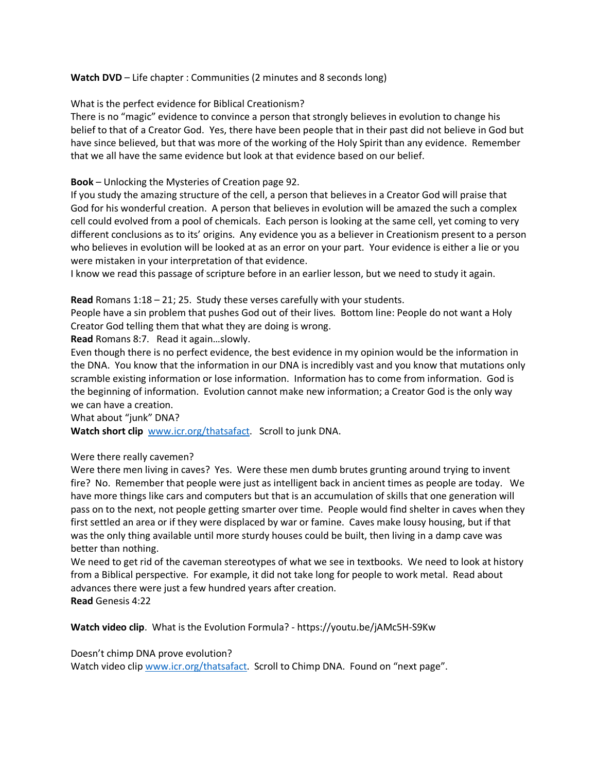**Watch DVD** – Life chapter : Communities (2 minutes and 8 seconds long)

What is the perfect evidence for Biblical Creationism?
There is no "magic" evidence to convince a person that strongly believes in evolution to change his belief to that of a Creator God. Yes, there have been people that in their past did not believe in God but have since believed, but that was more of the working of the Holy Spirit than any evidence. Remember that we all have the same evidence but look at that evidence based on our belief.

**Book** – Unlocking the Mysteries of Creation page 92.
If you study the amazing structure of the cell, a person that believes in a Creator God will praise that God for his wonderful creation. A person that believes in evolution will be amazed the such a complex cell could evolved from a pool of chemicals. Each person is looking at the same cell, yet coming to very different conclusions as to its' origins. Any evidence you as a believer in Creationism present to a person who believes in evolution will be looked at as an error on your part. Your evidence is either a lie or you were mistaken in your interpretation of that evidence.
I know we read this passage of scripture before in an earlier lesson, but we need to study it again.

**Read** Romans 1:18 – 21; 25. Study these verses carefully with your students.
People have a sin problem that pushes God out of their lives. Bottom line: People do not want a Holy Creator God telling them that what they are doing is wrong.
**Read** Romans 8:7. Read it again…slowly.
Even though there is no perfect evidence, the best evidence in my opinion would be the information in the DNA. You know that the information in our DNA is incredibly vast and you know that mutations only scramble existing information or lose information. Information has to come from information. God is the beginning of information. Evolution cannot make new information; a Creator God is the only way we can have a creation.
What about "junk" DNA?
**Watch short clip** www.icr.org/thatsafact. Scroll to junk DNA.

Were there really cavemen?
Were there men living in caves? Yes. Were these men dumb brutes grunting around trying to invent fire? No. Remember that people were just as intelligent back in ancient times as people are today. We have more things like cars and computers but that is an accumulation of skills that one generation will pass on to the next, not people getting smarter over time. People would find shelter in caves when they first settled an area or if they were displaced by war or famine. Caves make lousy housing, but if that was the only thing available until more sturdy houses could be built, then living in a damp cave was better than nothing.
We need to get rid of the caveman stereotypes of what we see in textbooks. We need to look at history from a Biblical perspective. For example, it did not take long for people to work metal. Read about advances there were just a few hundred years after creation.
**Read** Genesis 4:22

**Watch video clip**. What is the Evolution Formula? - https://youtu.be/jAMc5H-S9Kw

Doesn't chimp DNA prove evolution?
Watch video clip www.icr.org/thatsafact. Scroll to Chimp DNA. Found on "next page".